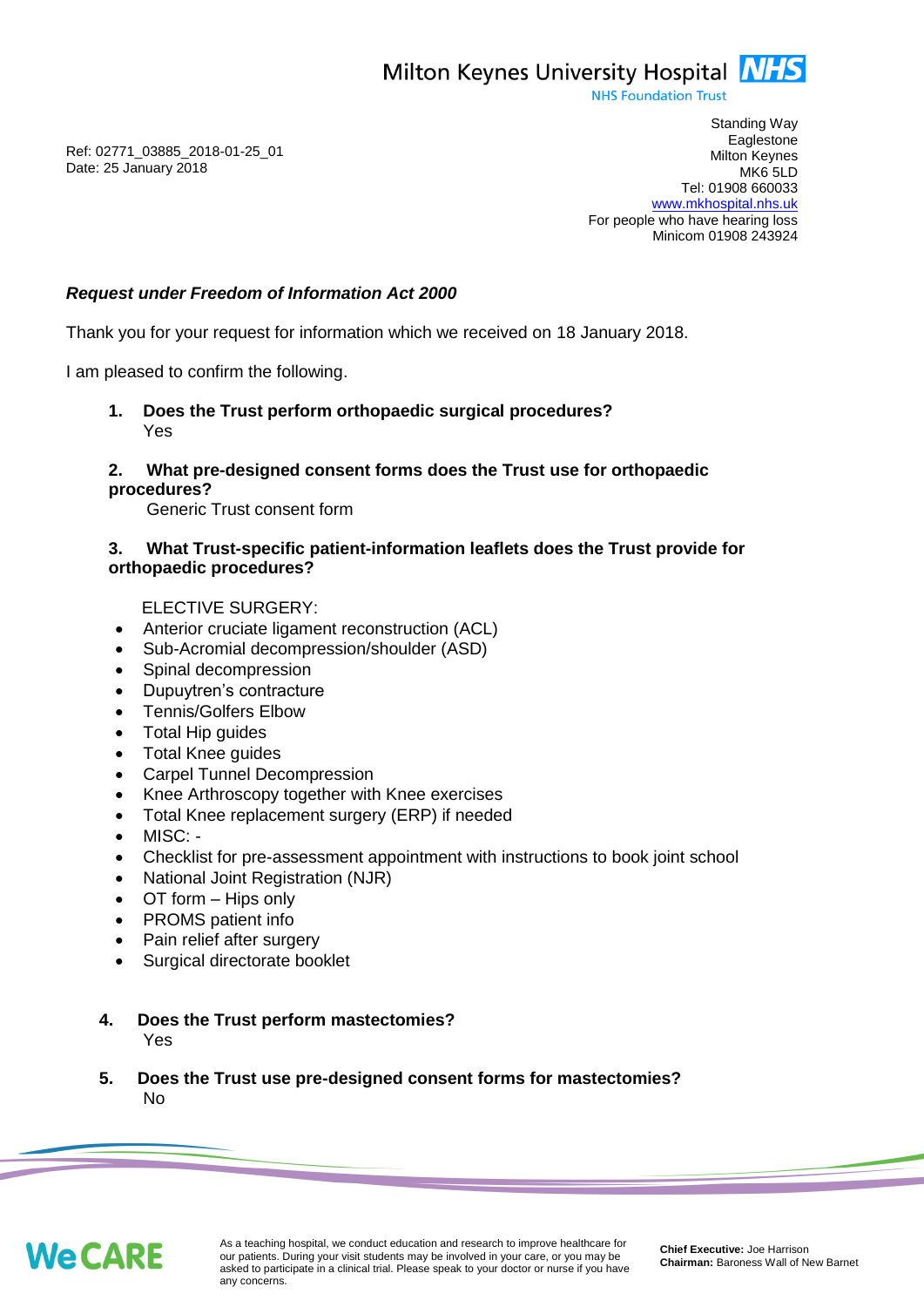Milton Keynes University Hospital NHS
NHS Foundation Trust

Standing Way
Eaglestone
Milton Keynes
MK6 5LD
Tel: 01908 660033
www.mkhospital.nhs.uk
For people who have hearing loss
Minicom 01908 243924

Ref: 02771_03885_2018-01-25_01
Date: 25 January 2018

***Request under Freedom of Information Act 2000***

Thank you for your request for information which we received on 18 January 2018.

I am pleased to confirm the following.

1. **Does the Trust perform orthopaedic surgical procedures?**
   Yes

2. **What pre-designed consent forms does the Trust use for orthopaedic procedures?**
   Generic Trust consent form

3. **What Trust-specific patient-information leaflets does the Trust provide for orthopaedic procedures?**

   ELECTIVE SURGERY:

- Anterior cruciate ligament reconstruction (ACL)
- Sub-Acromial decompression/shoulder (ASD)
- Spinal decompression
- Dupuytren's contracture
- Tennis/Golfers Elbow
- Total Hip guides
- Total Knee guides
- Carpel Tunnel Decompression
- Knee Arthroscopy together with Knee exercises
- Total Knee replacement surgery (ERP) if needed
- MISC: -
- Checklist for pre-assessment appointment with instructions to book joint school
- National Joint Registration (NJR)
- OT form – Hips only
- PROMS patient info
- Pain relief after surgery
- Surgical directorate booklet

4. **Does the Trust perform mastectomies?**
   Yes

5. **Does the Trust use pre-designed consent forms for mastectomies?**
   No

We CARE

As a teaching hospital, we conduct education and research to improve healthcare for our patients. During your visit students may be involved in your care, or you may be asked to participate in a clinical trial. Please speak to your doctor or nurse if you have any concerns.

**Chief Executive:** Joe Harrison
**Chairman:** Baroness Wall of New Barnet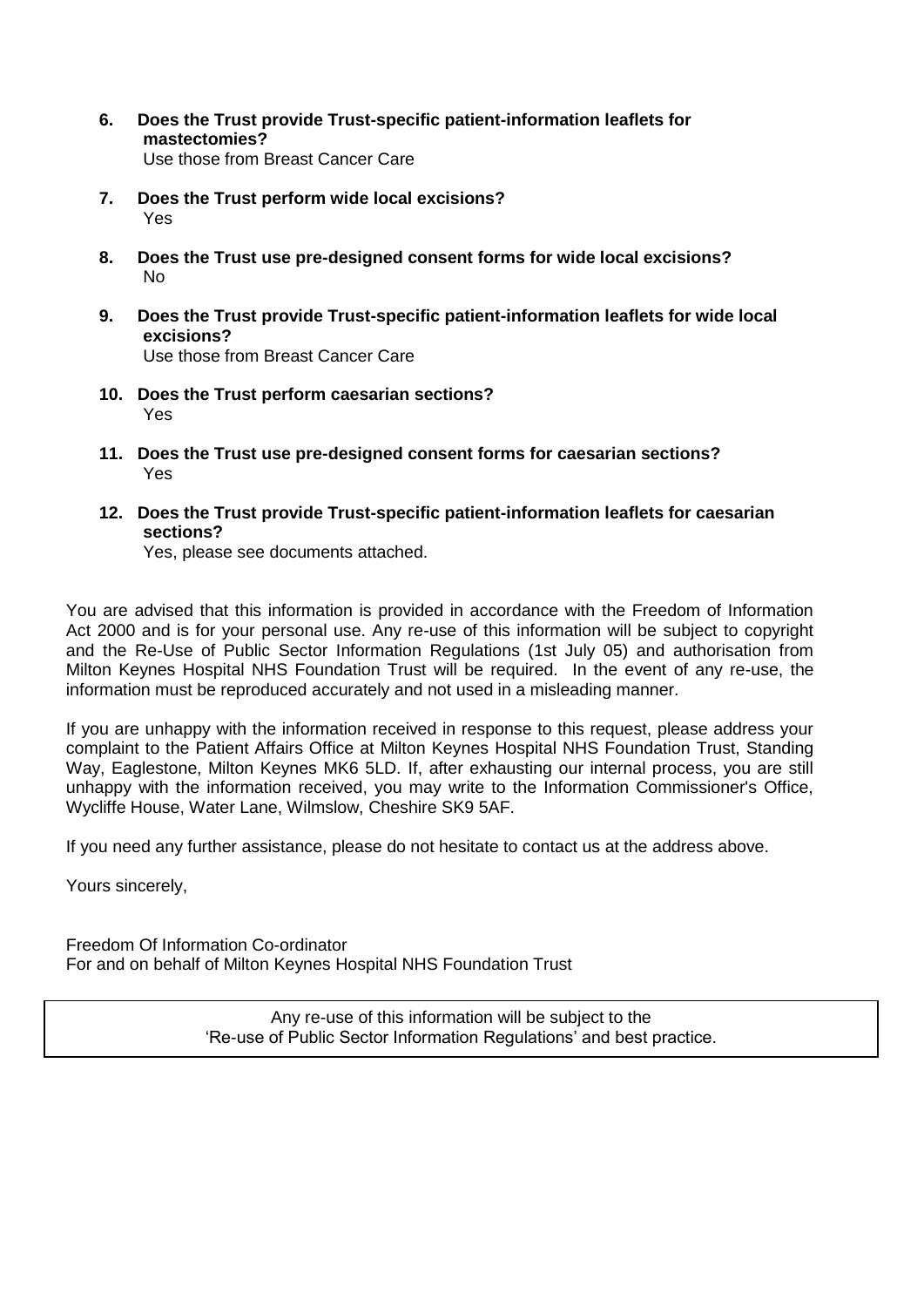6. **Does the Trust provide Trust-specific patient-information leaflets for mastectomies?**
   Use those from Breast Cancer Care

7. **Does the Trust perform wide local excisions?**
   Yes

8. **Does the Trust use pre-designed consent forms for wide local excisions?**
   No

9. **Does the Trust provide Trust-specific patient-information leaflets for wide local excisions?**
   Use those from Breast Cancer Care

10. **Does the Trust perform caesarian sections?**
    Yes

11. **Does the Trust use pre-designed consent forms for caesarian sections?**
    Yes

12. **Does the Trust provide Trust-specific patient-information leaflets for caesarian sections?**
    Yes, please see documents attached.

You are advised that this information is provided in accordance with the Freedom of Information Act 2000 and is for your personal use. Any re-use of this information will be subject to copyright and the Re-Use of Public Sector Information Regulations (1st July 05) and authorisation from Milton Keynes Hospital NHS Foundation Trust will be required. In the event of any re-use, the information must be reproduced accurately and not used in a misleading manner.

If you are unhappy with the information received in response to this request, please address your complaint to the Patient Affairs Office at Milton Keynes Hospital NHS Foundation Trust, Standing Way, Eaglestone, Milton Keynes MK6 5LD. If, after exhausting our internal process, you are still unhappy with the information received, you may write to the Information Commissioner's Office, Wycliffe House, Water Lane, Wilmslow, Cheshire SK9 5AF.

If you need any further assistance, please do not hesitate to contact us at the address above.

Yours sincerely,

Freedom Of Information Co-ordinator
For and on behalf of Milton Keynes Hospital NHS Foundation Trust

Any re-use of this information will be subject to the
'Re-use of Public Sector Information Regulations' and best practice.